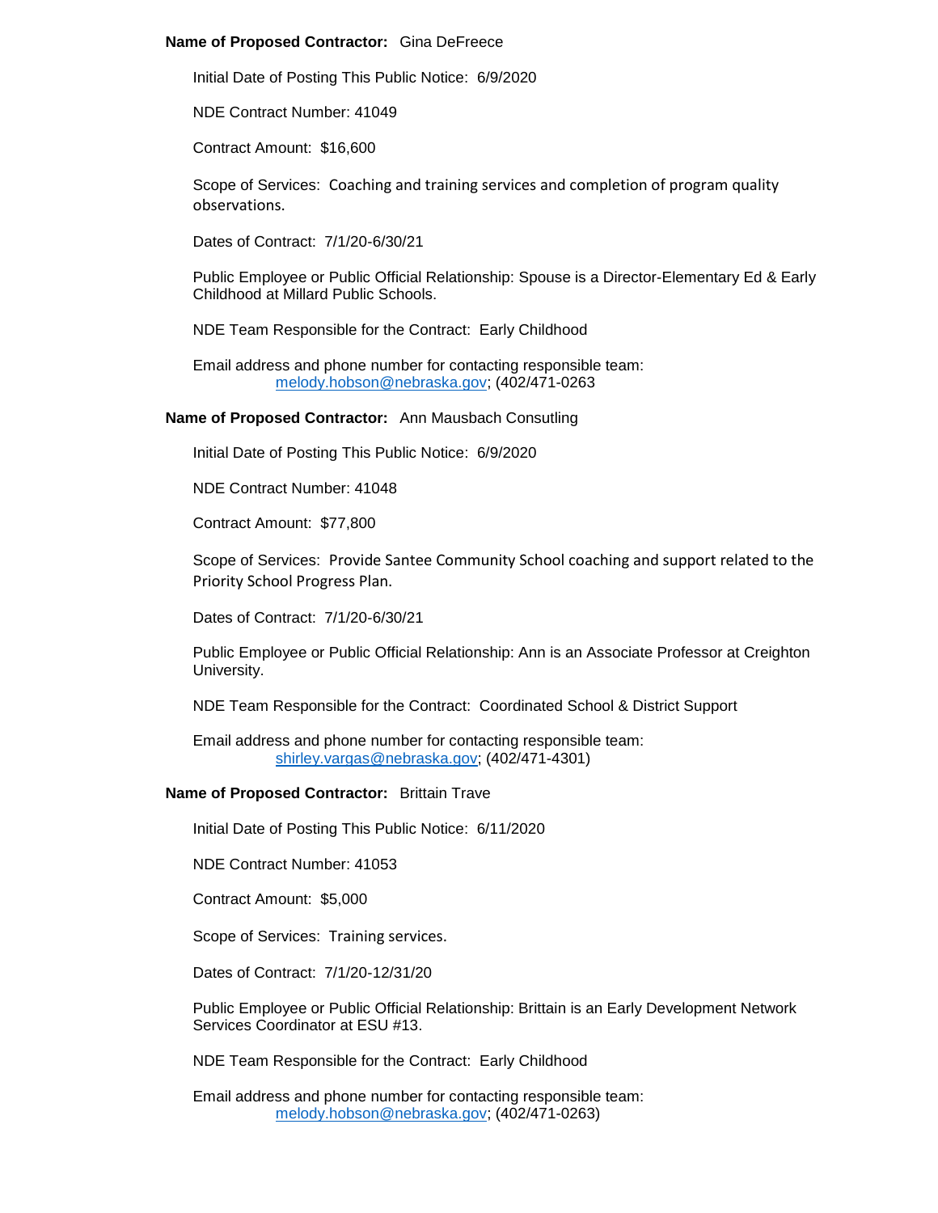**Name of Proposed Contractor:** Gina DeFreece

Initial Date of Posting This Public Notice: 6/9/2020

NDE Contract Number: 41049

Contract Amount: $16,600

Scope of Services: Coaching and training services and completion of program quality observations.

Dates of Contract: 7/1/20-6/30/21

Public Employee or Public Official Relationship: Spouse is a Director-Elementary Ed & Early Childhood at Millard Public Schools.

NDE Team Responsible for the Contract: Early Childhood

Email address and phone number for contacting responsible team:
melody.hobson@nebraska.gov; (402/471-0263

**Name of Proposed Contractor:** Ann Mausbach Consutling

Initial Date of Posting This Public Notice: 6/9/2020

NDE Contract Number: 41048

Contract Amount: $77,800

Scope of Services: Provide Santee Community School coaching and support related to the Priority School Progress Plan.

Dates of Contract: 7/1/20-6/30/21

Public Employee or Public Official Relationship: Ann is an Associate Professor at Creighton University.

NDE Team Responsible for the Contract: Coordinated School & District Support

Email address and phone number for contacting responsible team:
shirley.vargas@nebraska.gov; (402/471-4301)

**Name of Proposed Contractor:** Brittain Trave

Initial Date of Posting This Public Notice: 6/11/2020

NDE Contract Number: 41053

Contract Amount: $5,000

Scope of Services: Training services.

Dates of Contract: 7/1/20-12/31/20

Public Employee or Public Official Relationship: Brittain is an Early Development Network Services Coordinator at ESU #13.

NDE Team Responsible for the Contract: Early Childhood

Email address and phone number for contacting responsible team:
melody.hobson@nebraska.gov; (402/471-0263)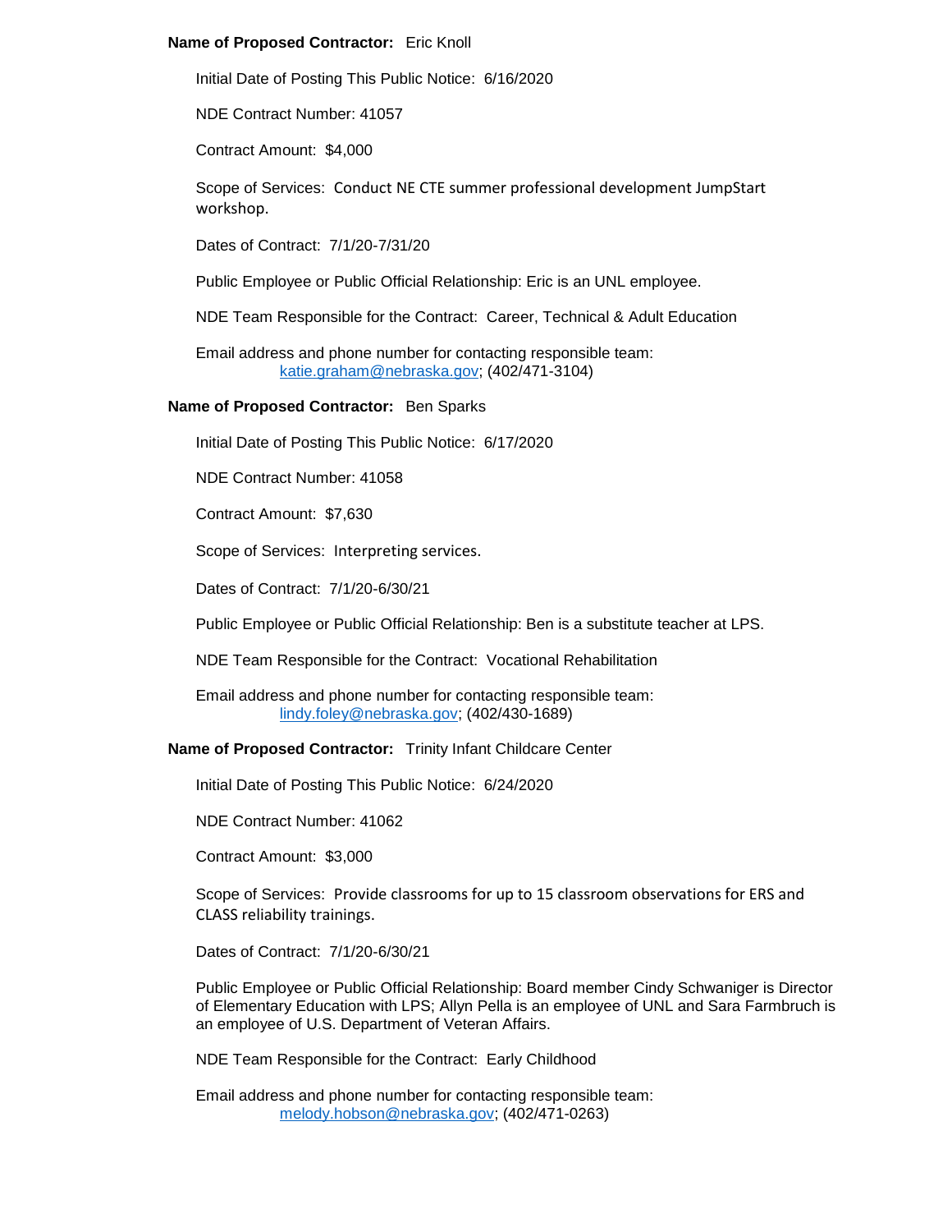**Name of Proposed Contractor:** Eric Knoll

Initial Date of Posting This Public Notice: 6/16/2020

NDE Contract Number: 41057

Contract Amount: $4,000

Scope of Services: Conduct NE CTE summer professional development JumpStart workshop.

Dates of Contract: 7/1/20-7/31/20

Public Employee or Public Official Relationship: Eric is an UNL employee.

NDE Team Responsible for the Contract: Career, Technical & Adult Education

Email address and phone number for contacting responsible team:
katie.graham@nebraska.gov; (402/471-3104)

**Name of Proposed Contractor:** Ben Sparks

Initial Date of Posting This Public Notice: 6/17/2020

NDE Contract Number: 41058

Contract Amount: $7,630

Scope of Services: Interpreting services.

Dates of Contract: 7/1/20-6/30/21

Public Employee or Public Official Relationship: Ben is a substitute teacher at LPS.

NDE Team Responsible for the Contract: Vocational Rehabilitation

Email address and phone number for contacting responsible team:
lindy.foley@nebraska.gov; (402/430-1689)

**Name of Proposed Contractor:** Trinity Infant Childcare Center

Initial Date of Posting This Public Notice: 6/24/2020

NDE Contract Number: 41062

Contract Amount: $3,000

Scope of Services: Provide classrooms for up to 15 classroom observations for ERS and CLASS reliability trainings.

Dates of Contract: 7/1/20-6/30/21

Public Employee or Public Official Relationship: Board member Cindy Schwaniger is Director of Elementary Education with LPS; Allyn Pella is an employee of UNL and Sara Farmbruch is an employee of U.S. Department of Veteran Affairs.

NDE Team Responsible for the Contract: Early Childhood

Email address and phone number for contacting responsible team:
melody.hobson@nebraska.gov; (402/471-0263)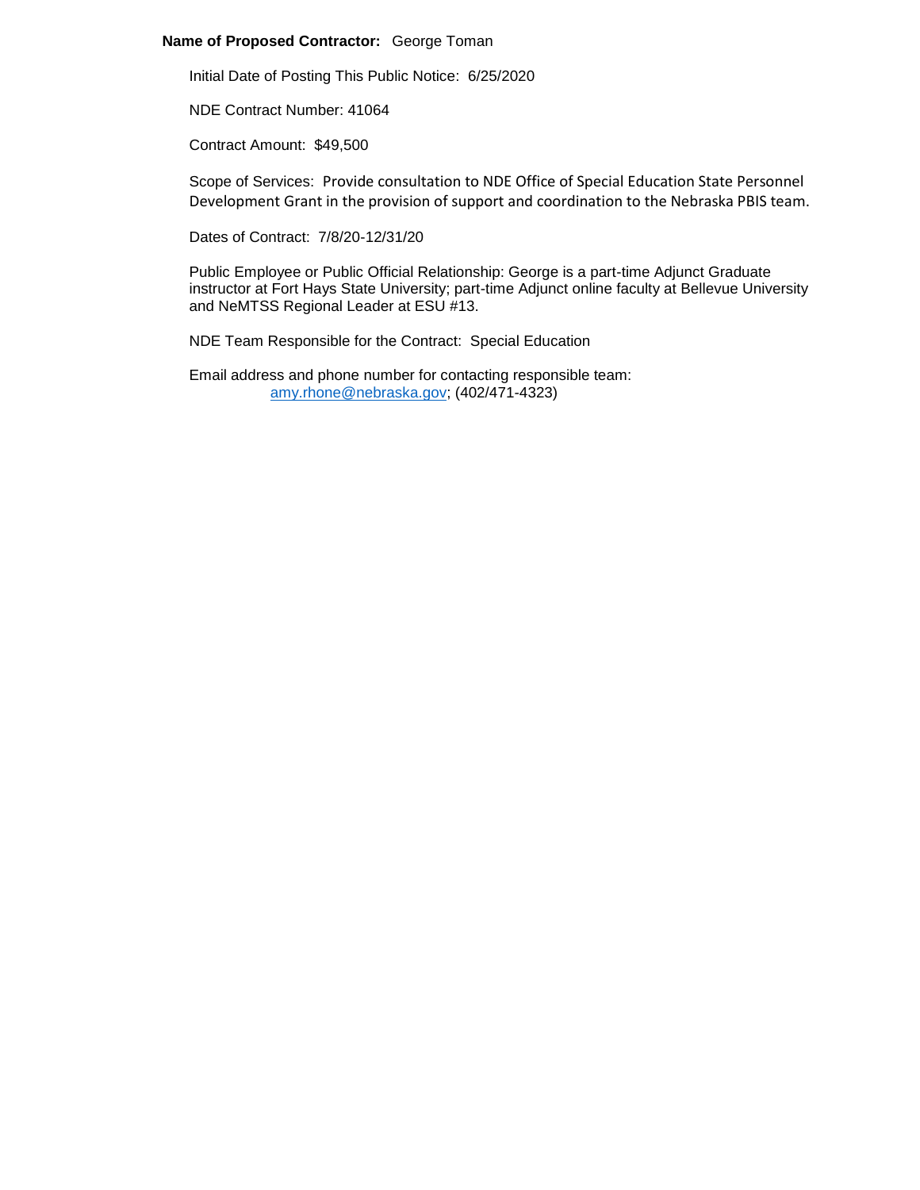**Name of Proposed Contractor:** George Toman

Initial Date of Posting This Public Notice: 6/25/2020

NDE Contract Number: 41064

Contract Amount: $49,500

Scope of Services: Provide consultation to NDE Office of Special Education State Personnel Development Grant in the provision of support and coordination to the Nebraska PBIS team.

Dates of Contract: 7/8/20-12/31/20

Public Employee or Public Official Relationship: George is a part-time Adjunct Graduate instructor at Fort Hays State University; part-time Adjunct online faculty at Bellevue University and NeMTSS Regional Leader at ESU #13.

NDE Team Responsible for the Contract: Special Education

Email address and phone number for contacting responsible team:
amy.rhone@nebraska.gov; (402/471-4323)